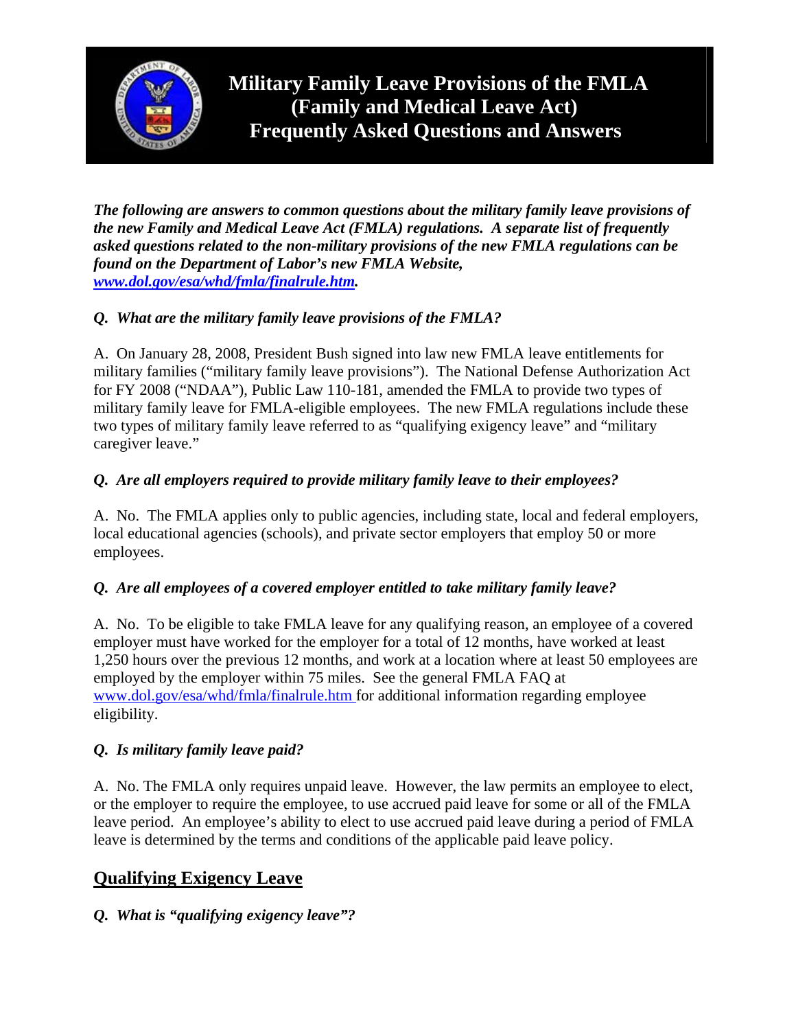# Military Family Leave Provisions of the FMLA (Family and Medical Leave Act) Frequently Asked Questions and Answers

***The following are answers to common questions about the military family leave provisions of the new Family and Medical Leave Act (FMLA) regulations. A separate list of frequently asked questions related to the non-military provisions of the new FMLA regulations can be found on the Department of Labor's new FMLA Website, [www.dol.gov/esa/whd/fmla/finalrule.htm](www.dol.gov/esa/whd/fmla/finalrule.htm).***

***Q. What are the military family leave provisions of the FMLA?***

A. On January 28, 2008, President Bush signed into law new FMLA leave entitlements for military families ("military family leave provisions"). The National Defense Authorization Act for FY 2008 ("NDAA"), Public Law 110-181, amended the FMLA to provide two types of military family leave for FMLA-eligible employees. The new FMLA regulations include these two types of military family leave referred to as "qualifying exigency leave" and "military caregiver leave."

***Q. Are all employers required to provide military family leave to their employees?***

A. No. The FMLA applies only to public agencies, including state, local and federal employers, local educational agencies (schools), and private sector employers that employ 50 or more employees.

***Q. Are all employees of a covered employer entitled to take military family leave?***

A. No. To be eligible to take FMLA leave for any qualifying reason, an employee of a covered employer must have worked for the employer for a total of 12 months, have worked at least 1,250 hours over the previous 12 months, and work at a location where at least 50 employees are employed by the employer within 75 miles. See the general FMLA FAQ at [www.dol.gov/esa/whd/fmla/finalrule.htm](www.dol.gov/esa/whd/fmla/finalrule.htm) for additional information regarding employee eligibility.

***Q. Is military family leave paid?***

A. No. The FMLA only requires unpaid leave. However, the law permits an employee to elect, or the employer to require the employee, to use accrued paid leave for some or all of the FMLA leave period. An employee's ability to elect to use accrued paid leave during a period of FMLA leave is determined by the terms and conditions of the applicable paid leave policy.

## Qualifying Exigency Leave

***Q. What is "qualifying exigency leave"?***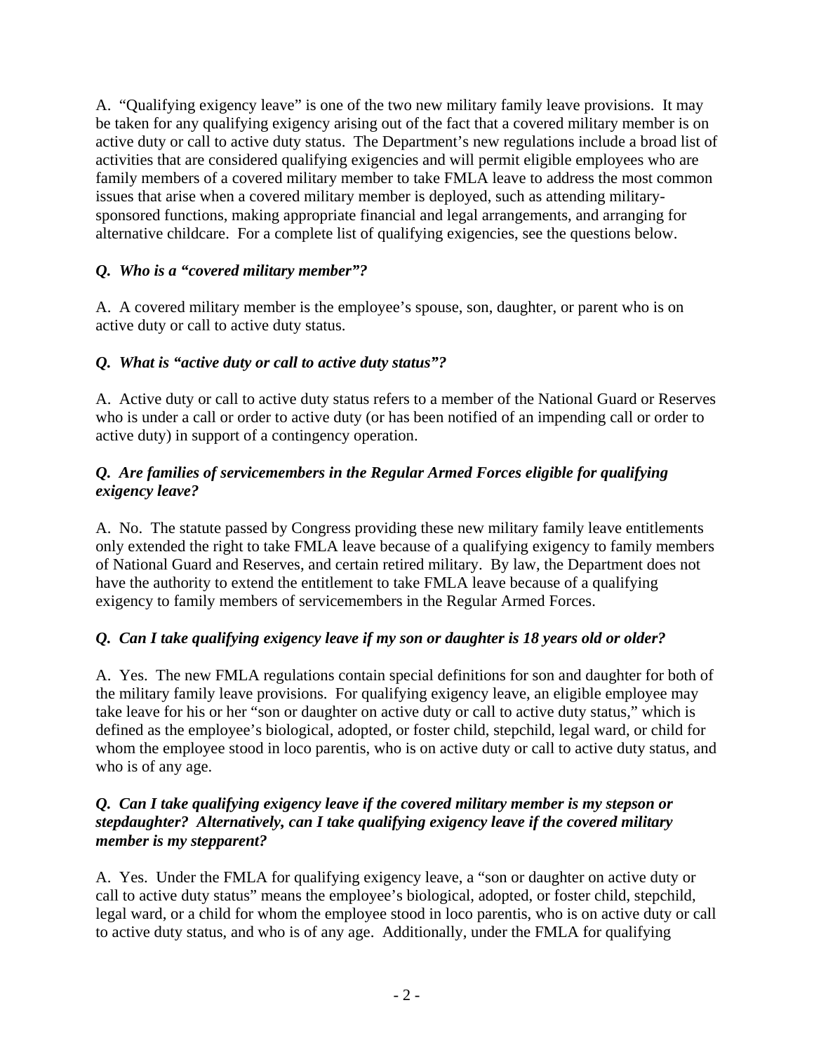A. "Qualifying exigency leave" is one of the two new military family leave provisions. It may be taken for any qualifying exigency arising out of the fact that a covered military member is on active duty or call to active duty status. The Department's new regulations include a broad list of activities that are considered qualifying exigencies and will permit eligible employees who are family members of a covered military member to take FMLA leave to address the most common issues that arise when a covered military member is deployed, such as attending military-sponsored functions, making appropriate financial and legal arrangements, and arranging for alternative childcare. For a complete list of qualifying exigencies, see the questions below.

***Q. Who is a "covered military member"?***

A. A covered military member is the employee's spouse, son, daughter, or parent who is on active duty or call to active duty status.

***Q. What is "active duty or call to active duty status"?***

A. Active duty or call to active duty status refers to a member of the National Guard or Reserves who is under a call or order to active duty (or has been notified of an impending call or order to active duty) in support of a contingency operation.

***Q. Are families of servicemembers in the Regular Armed Forces eligible for qualifying exigency leave?***

A. No. The statute passed by Congress providing these new military family leave entitlements only extended the right to take FMLA leave because of a qualifying exigency to family members of National Guard and Reserves, and certain retired military. By law, the Department does not have the authority to extend the entitlement to take FMLA leave because of a qualifying exigency to family members of servicemembers in the Regular Armed Forces.

***Q. Can I take qualifying exigency leave if my son or daughter is 18 years old or older?***

A. Yes. The new FMLA regulations contain special definitions for son and daughter for both of the military family leave provisions. For qualifying exigency leave, an eligible employee may take leave for his or her "son or daughter on active duty or call to active duty status," which is defined as the employee's biological, adopted, or foster child, stepchild, legal ward, or child for whom the employee stood in loco parentis, who is on active duty or call to active duty status, and who is of any age.

***Q. Can I take qualifying exigency leave if the covered military member is my stepson or stepdaughter? Alternatively, can I take qualifying exigency leave if the covered military member is my stepparent?***

A. Yes. Under the FMLA for qualifying exigency leave, a "son or daughter on active duty or call to active duty status" means the employee's biological, adopted, or foster child, stepchild, legal ward, or a child for whom the employee stood in loco parentis, who is on active duty or call to active duty status, and who is of any age. Additionally, under the FMLA for qualifying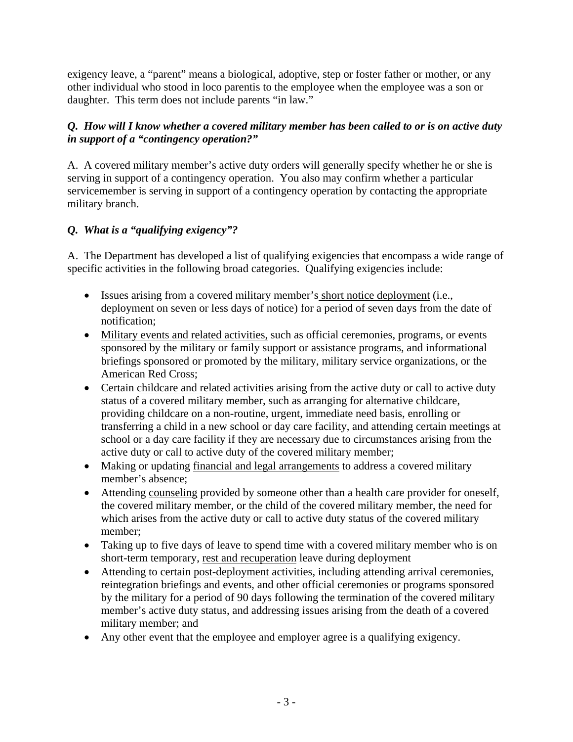exigency leave, a "parent" means a biological, adoptive, step or foster father or mother, or any other individual who stood in loco parentis to the employee when the employee was a son or daughter. This term does not include parents "in law."

***Q. How will I know whether a covered military member has been called to or is on active duty in support of a "contingency operation?"***

A. A covered military member's active duty orders will generally specify whether he or she is serving in support of a contingency operation. You also may confirm whether a particular servicemember is serving in support of a contingency operation by contacting the appropriate military branch.

***Q. What is a "qualifying exigency"?***

A. The Department has developed a list of qualifying exigencies that encompass a wide range of specific activities in the following broad categories. Qualifying exigencies include:

- Issues arising from a covered military member's short notice deployment (i.e., deployment on seven or less days of notice) for a period of seven days from the date of notification;
- Military events and related activities, such as official ceremonies, programs, or events sponsored by the military or family support or assistance programs, and informational briefings sponsored or promoted by the military, military service organizations, or the American Red Cross;
- Certain childcare and related activities arising from the active duty or call to active duty status of a covered military member, such as arranging for alternative childcare, providing childcare on a non-routine, urgent, immediate need basis, enrolling or transferring a child in a new school or day care facility, and attending certain meetings at school or a day care facility if they are necessary due to circumstances arising from the active duty or call to active duty of the covered military member;
- Making or updating financial and legal arrangements to address a covered military member's absence;
- Attending counseling provided by someone other than a health care provider for oneself, the covered military member, or the child of the covered military member, the need for which arises from the active duty or call to active duty status of the covered military member;
- Taking up to five days of leave to spend time with a covered military member who is on short-term temporary, rest and recuperation leave during deployment
- Attending to certain post-deployment activities, including attending arrival ceremonies, reintegration briefings and events, and other official ceremonies or programs sponsored by the military for a period of 90 days following the termination of the covered military member's active duty status, and addressing issues arising from the death of a covered military member; and
- Any other event that the employee and employer agree is a qualifying exigency.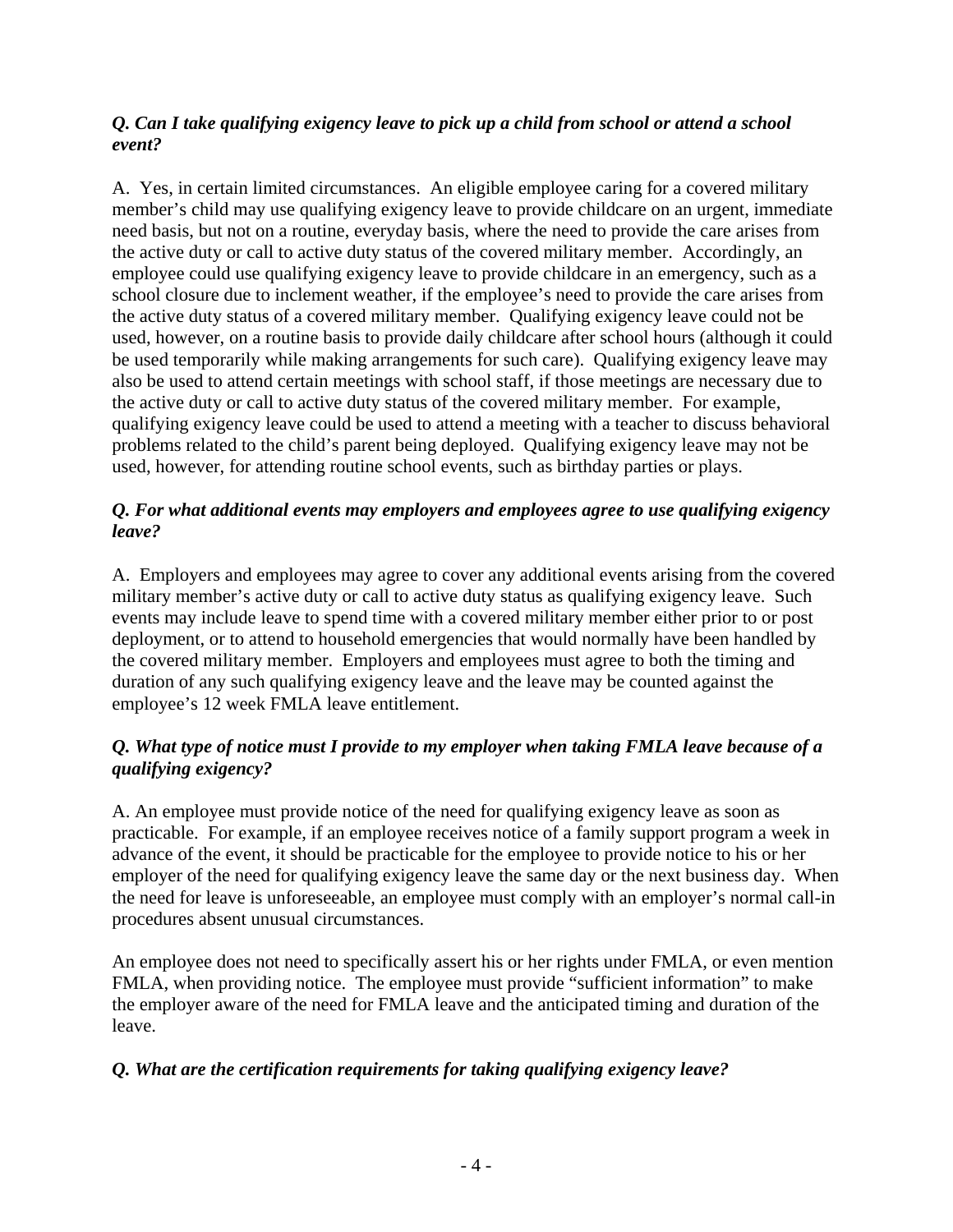***Q. Can I take qualifying exigency leave to pick up a child from school or attend a school event?***

A. Yes, in certain limited circumstances. An eligible employee caring for a covered military member's child may use qualifying exigency leave to provide childcare on an urgent, immediate need basis, but not on a routine, everyday basis, where the need to provide the care arises from the active duty or call to active duty status of the covered military member. Accordingly, an employee could use qualifying exigency leave to provide childcare in an emergency, such as a school closure due to inclement weather, if the employee's need to provide the care arises from the active duty status of a covered military member. Qualifying exigency leave could not be used, however, on a routine basis to provide daily childcare after school hours (although it could be used temporarily while making arrangements for such care). Qualifying exigency leave may also be used to attend certain meetings with school staff, if those meetings are necessary due to the active duty or call to active duty status of the covered military member. For example, qualifying exigency leave could be used to attend a meeting with a teacher to discuss behavioral problems related to the child's parent being deployed. Qualifying exigency leave may not be used, however, for attending routine school events, such as birthday parties or plays.

***Q. For what additional events may employers and employees agree to use qualifying exigency leave?***

A. Employers and employees may agree to cover any additional events arising from the covered military member's active duty or call to active duty status as qualifying exigency leave. Such events may include leave to spend time with a covered military member either prior to or post deployment, or to attend to household emergencies that would normally have been handled by the covered military member. Employers and employees must agree to both the timing and duration of any such qualifying exigency leave and the leave may be counted against the employee's 12 week FMLA leave entitlement.

***Q. What type of notice must I provide to my employer when taking FMLA leave because of a qualifying exigency?***

A. An employee must provide notice of the need for qualifying exigency leave as soon as practicable. For example, if an employee receives notice of a family support program a week in advance of the event, it should be practicable for the employee to provide notice to his or her employer of the need for qualifying exigency leave the same day or the next business day. When the need for leave is unforeseeable, an employee must comply with an employer's normal call-in procedures absent unusual circumstances.

An employee does not need to specifically assert his or her rights under FMLA, or even mention FMLA, when providing notice. The employee must provide "sufficient information" to make the employer aware of the need for FMLA leave and the anticipated timing and duration of the leave.

***Q. What are the certification requirements for taking qualifying exigency leave?***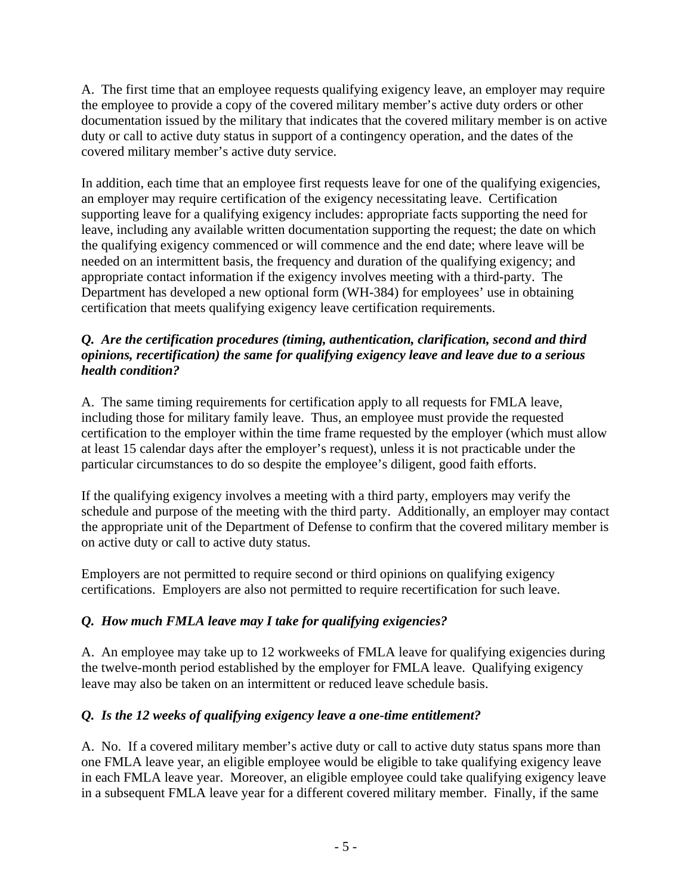A. The first time that an employee requests qualifying exigency leave, an employer may require the employee to provide a copy of the covered military member's active duty orders or other documentation issued by the military that indicates that the covered military member is on active duty or call to active duty status in support of a contingency operation, and the dates of the covered military member's active duty service.

In addition, each time that an employee first requests leave for one of the qualifying exigencies, an employer may require certification of the exigency necessitating leave. Certification supporting leave for a qualifying exigency includes: appropriate facts supporting the need for leave, including any available written documentation supporting the request; the date on which the qualifying exigency commenced or will commence and the end date; where leave will be needed on an intermittent basis, the frequency and duration of the qualifying exigency; and appropriate contact information if the exigency involves meeting with a third-party. The Department has developed a new optional form (WH-384) for employees' use in obtaining certification that meets qualifying exigency leave certification requirements.

***Q. Are the certification procedures (timing, authentication, clarification, second and third opinions, recertification) the same for qualifying exigency leave and leave due to a serious health condition?***

A. The same timing requirements for certification apply to all requests for FMLA leave, including those for military family leave. Thus, an employee must provide the requested certification to the employer within the time frame requested by the employer (which must allow at least 15 calendar days after the employer's request), unless it is not practicable under the particular circumstances to do so despite the employee's diligent, good faith efforts.

If the qualifying exigency involves a meeting with a third party, employers may verify the schedule and purpose of the meeting with the third party. Additionally, an employer may contact the appropriate unit of the Department of Defense to confirm that the covered military member is on active duty or call to active duty status.

Employers are not permitted to require second or third opinions on qualifying exigency certifications. Employers are also not permitted to require recertification for such leave.

***Q. How much FMLA leave may I take for qualifying exigencies?***

A. An employee may take up to 12 workweeks of FMLA leave for qualifying exigencies during the twelve-month period established by the employer for FMLA leave. Qualifying exigency leave may also be taken on an intermittent or reduced leave schedule basis.

***Q. Is the 12 weeks of qualifying exigency leave a one-time entitlement?***

A. No. If a covered military member's active duty or call to active duty status spans more than one FMLA leave year, an eligible employee would be eligible to take qualifying exigency leave in each FMLA leave year. Moreover, an eligible employee could take qualifying exigency leave in a subsequent FMLA leave year for a different covered military member. Finally, if the same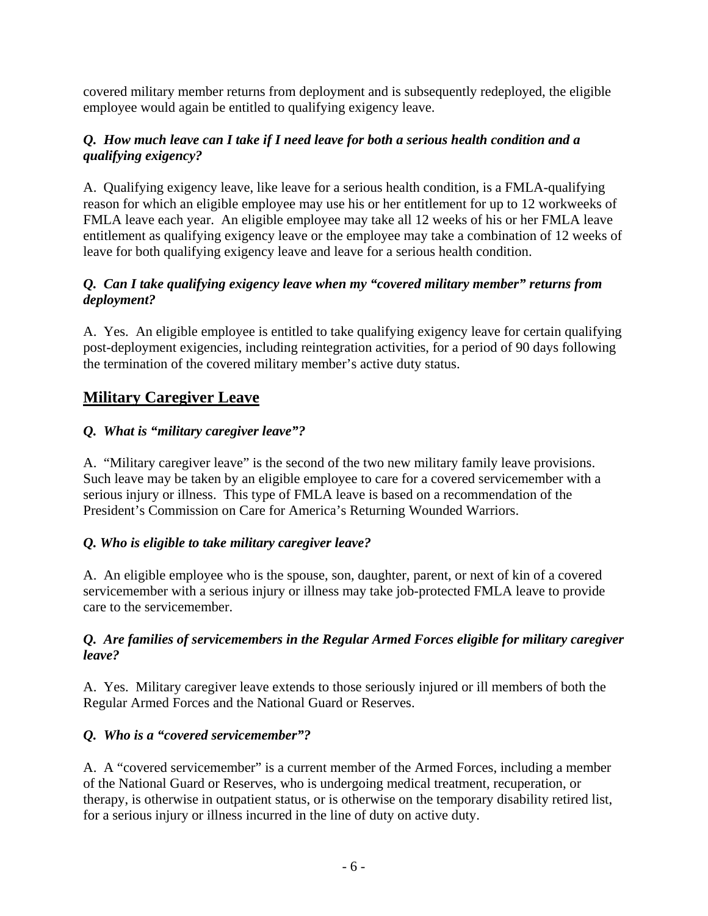covered military member returns from deployment and is subsequently redeployed, the eligible employee would again be entitled to qualifying exigency leave.

***Q. How much leave can I take if I need leave for both a serious health condition and a qualifying exigency?***

A. Qualifying exigency leave, like leave for a serious health condition, is a FMLA-qualifying reason for which an eligible employee may use his or her entitlement for up to 12 workweeks of FMLA leave each year. An eligible employee may take all 12 weeks of his or her FMLA leave entitlement as qualifying exigency leave or the employee may take a combination of 12 weeks of leave for both qualifying exigency leave and leave for a serious health condition.

***Q. Can I take qualifying exigency leave when my "covered military member" returns from deployment?***

A. Yes. An eligible employee is entitled to take qualifying exigency leave for certain qualifying post-deployment exigencies, including reintegration activities, for a period of 90 days following the termination of the covered military member's active duty status.

## Military Caregiver Leave

***Q. What is "military caregiver leave"?***

A. "Military caregiver leave" is the second of the two new military family leave provisions. Such leave may be taken by an eligible employee to care for a covered servicemember with a serious injury or illness. This type of FMLA leave is based on a recommendation of the President's Commission on Care for America's Returning Wounded Warriors.

***Q. Who is eligible to take military caregiver leave?***

A. An eligible employee who is the spouse, son, daughter, parent, or next of kin of a covered servicemember with a serious injury or illness may take job-protected FMLA leave to provide care to the servicemember.

***Q. Are families of servicemembers in the Regular Armed Forces eligible for military caregiver leave?***

A. Yes. Military caregiver leave extends to those seriously injured or ill members of both the Regular Armed Forces and the National Guard or Reserves.

***Q. Who is a "covered servicemember"?***

A. A "covered servicemember" is a current member of the Armed Forces, including a member of the National Guard or Reserves, who is undergoing medical treatment, recuperation, or therapy, is otherwise in outpatient status, or is otherwise on the temporary disability retired list, for a serious injury or illness incurred in the line of duty on active duty.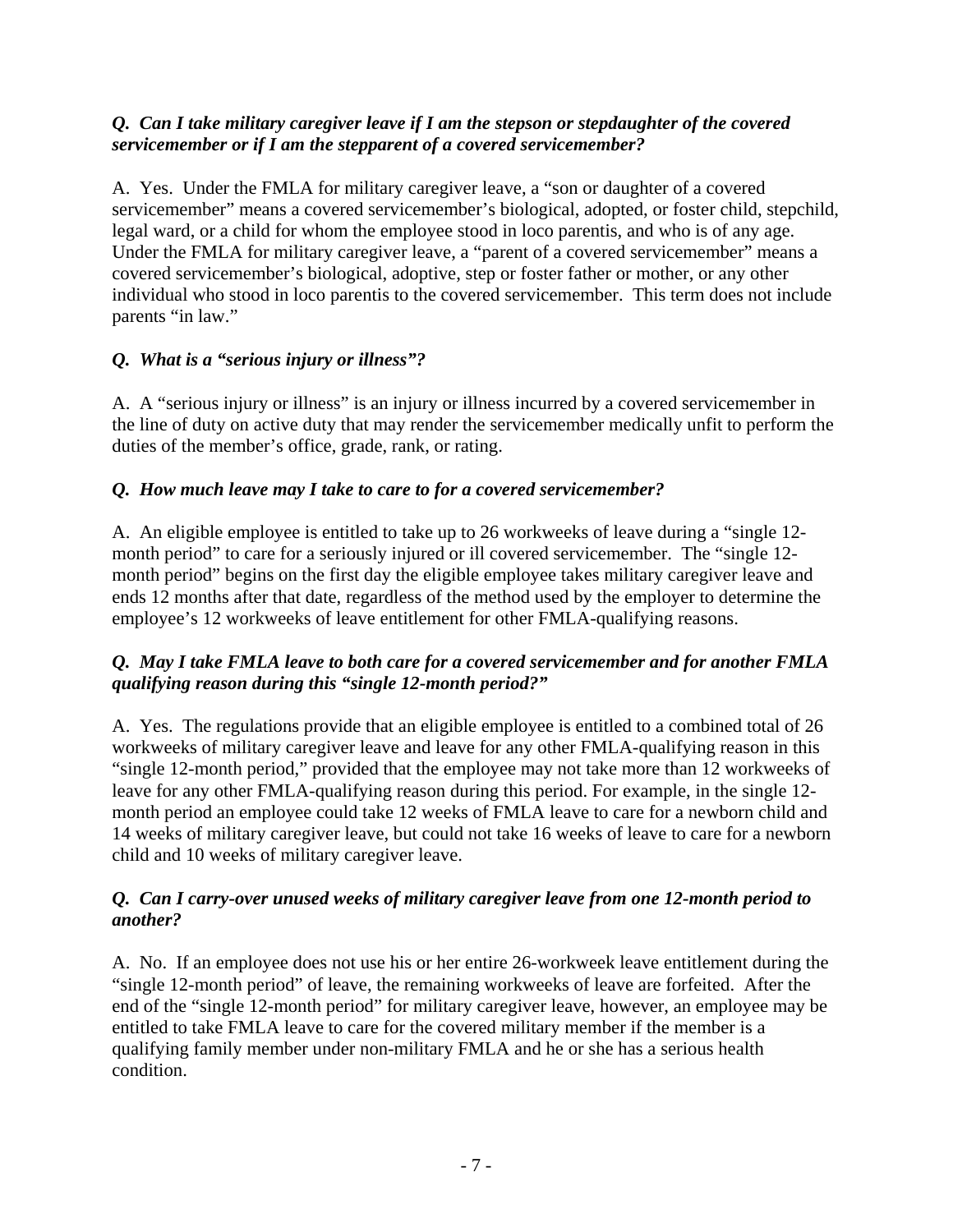***Q. Can I take military caregiver leave if I am the stepson or stepdaughter of the covered servicemember or if I am the stepparent of a covered servicemember?***

A. Yes. Under the FMLA for military caregiver leave, a "son or daughter of a covered servicemember" means a covered servicemember's biological, adopted, or foster child, stepchild, legal ward, or a child for whom the employee stood in loco parentis, and who is of any age. Under the FMLA for military caregiver leave, a "parent of a covered servicemember" means a covered servicemember's biological, adoptive, step or foster father or mother, or any other individual who stood in loco parentis to the covered servicemember. This term does not include parents "in law."

***Q. What is a "serious injury or illness"?***

A. A "serious injury or illness" is an injury or illness incurred by a covered servicemember in the line of duty on active duty that may render the servicemember medically unfit to perform the duties of the member's office, grade, rank, or rating.

***Q. How much leave may I take to care to for a covered servicemember?***

A. An eligible employee is entitled to take up to 26 workweeks of leave during a "single 12-month period" to care for a seriously injured or ill covered servicemember. The "single 12-month period" begins on the first day the eligible employee takes military caregiver leave and ends 12 months after that date, regardless of the method used by the employer to determine the employee's 12 workweeks of leave entitlement for other FMLA-qualifying reasons.

***Q. May I take FMLA leave to both care for a covered servicemember and for another FMLA qualifying reason during this "single 12-month period?"***

A. Yes. The regulations provide that an eligible employee is entitled to a combined total of 26 workweeks of military caregiver leave and leave for any other FMLA-qualifying reason in this "single 12-month period," provided that the employee may not take more than 12 workweeks of leave for any other FMLA-qualifying reason during this period. For example, in the single 12-month period an employee could take 12 weeks of FMLA leave to care for a newborn child and 14 weeks of military caregiver leave, but could not take 16 weeks of leave to care for a newborn child and 10 weeks of military caregiver leave.

***Q. Can I carry-over unused weeks of military caregiver leave from one 12-month period to another?***

A. No. If an employee does not use his or her entire 26-workweek leave entitlement during the "single 12-month period" of leave, the remaining workweeks of leave are forfeited. After the end of the "single 12-month period" for military caregiver leave, however, an employee may be entitled to take FMLA leave to care for the covered military member if the member is a qualifying family member under non-military FMLA and he or she has a serious health condition.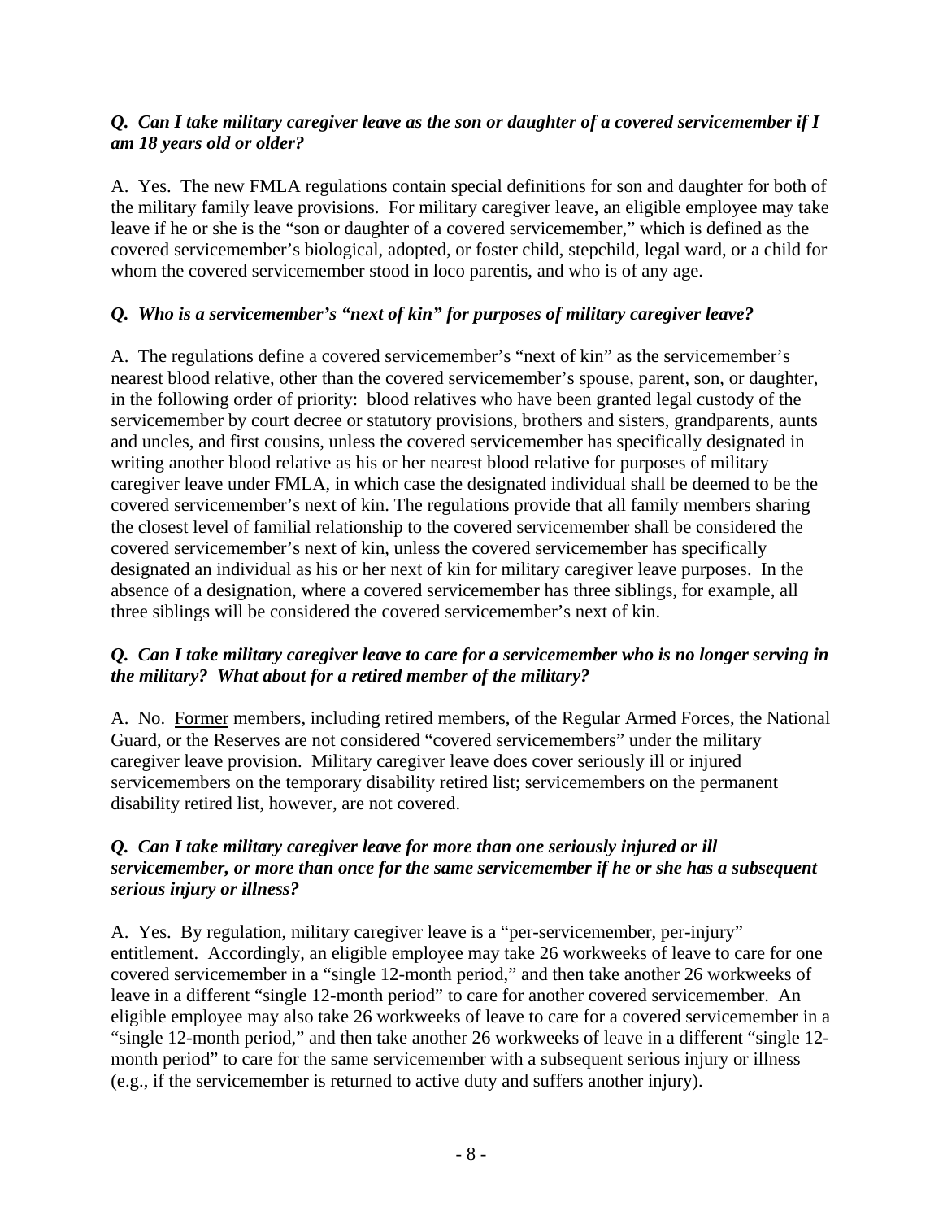***Q. Can I take military caregiver leave as the son or daughter of a covered servicemember if I am 18 years old or older?***

A. Yes. The new FMLA regulations contain special definitions for son and daughter for both of the military family leave provisions. For military caregiver leave, an eligible employee may take leave if he or she is the "son or daughter of a covered servicemember," which is defined as the covered servicemember's biological, adopted, or foster child, stepchild, legal ward, or a child for whom the covered servicemember stood in loco parentis, and who is of any age.

***Q. Who is a servicemember's "next of kin" for purposes of military caregiver leave?***

A. The regulations define a covered servicemember's "next of kin" as the servicemember's nearest blood relative, other than the covered servicemember's spouse, parent, son, or daughter, in the following order of priority: blood relatives who have been granted legal custody of the servicemember by court decree or statutory provisions, brothers and sisters, grandparents, aunts and uncles, and first cousins, unless the covered servicemember has specifically designated in writing another blood relative as his or her nearest blood relative for purposes of military caregiver leave under FMLA, in which case the designated individual shall be deemed to be the covered servicemember's next of kin. The regulations provide that all family members sharing the closest level of familial relationship to the covered servicemember shall be considered the covered servicemember's next of kin, unless the covered servicemember has specifically designated an individual as his or her next of kin for military caregiver leave purposes. In the absence of a designation, where a covered servicemember has three siblings, for example, all three siblings will be considered the covered servicemember's next of kin.

***Q. Can I take military caregiver leave to care for a servicemember who is no longer serving in the military? What about for a retired member of the military?***

A. No. <u>Former</u> members, including retired members, of the Regular Armed Forces, the National Guard, or the Reserves are not considered "covered servicemembers" under the military caregiver leave provision. Military caregiver leave does cover seriously ill or injured servicemembers on the temporary disability retired list; servicemembers on the permanent disability retired list, however, are not covered.

***Q. Can I take military caregiver leave for more than one seriously injured or ill servicemember, or more than once for the same servicemember if he or she has a subsequent serious injury or illness?***

A. Yes. By regulation, military caregiver leave is a "per-servicemember, per-injury" entitlement. Accordingly, an eligible employee may take 26 workweeks of leave to care for one covered servicemember in a "single 12-month period," and then take another 26 workweeks of leave in a different "single 12-month period" to care for another covered servicemember. An eligible employee may also take 26 workweeks of leave to care for a covered servicemember in a "single 12-month period," and then take another 26 workweeks of leave in a different "single 12-month period" to care for the same servicemember with a subsequent serious injury or illness (e.g., if the servicemember is returned to active duty and suffers another injury).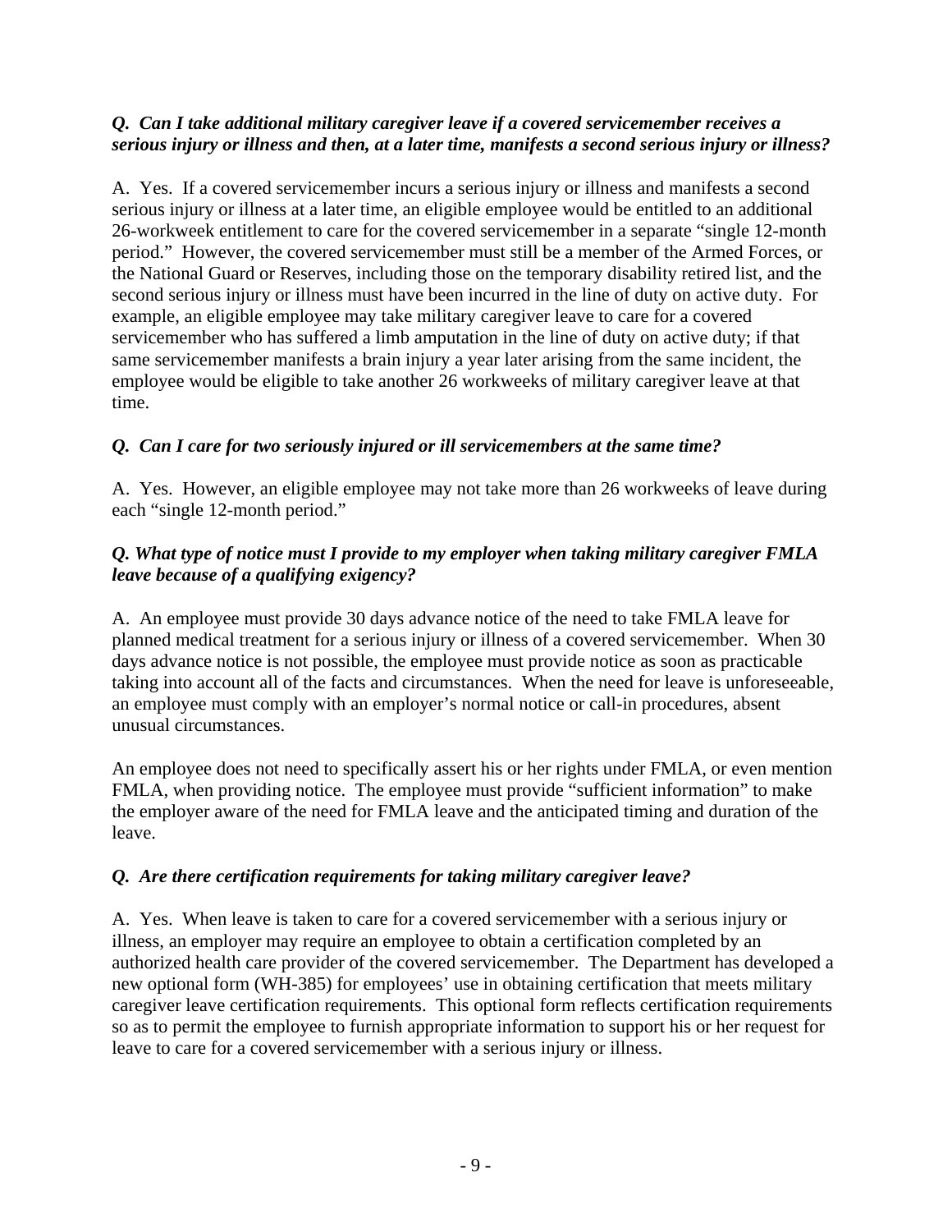***Q. Can I take additional military caregiver leave if a covered servicemember receives a serious injury or illness and then, at a later time, manifests a second serious injury or illness?***

A. Yes. If a covered servicemember incurs a serious injury or illness and manifests a second serious injury or illness at a later time, an eligible employee would be entitled to an additional 26-workweek entitlement to care for the covered servicemember in a separate "single 12-month period." However, the covered servicemember must still be a member of the Armed Forces, or the National Guard or Reserves, including those on the temporary disability retired list, and the second serious injury or illness must have been incurred in the line of duty on active duty. For example, an eligible employee may take military caregiver leave to care for a covered servicemember who has suffered a limb amputation in the line of duty on active duty; if that same servicemember manifests a brain injury a year later arising from the same incident, the employee would be eligible to take another 26 workweeks of military caregiver leave at that time.

***Q. Can I care for two seriously injured or ill servicemembers at the same time?***

A. Yes. However, an eligible employee may not take more than 26 workweeks of leave during each "single 12-month period."

***Q. What type of notice must I provide to my employer when taking military caregiver FMLA leave because of a qualifying exigency?***

A. An employee must provide 30 days advance notice of the need to take FMLA leave for planned medical treatment for a serious injury or illness of a covered servicemember. When 30 days advance notice is not possible, the employee must provide notice as soon as practicable taking into account all of the facts and circumstances. When the need for leave is unforeseeable, an employee must comply with an employer's normal notice or call-in procedures, absent unusual circumstances.

An employee does not need to specifically assert his or her rights under FMLA, or even mention FMLA, when providing notice. The employee must provide "sufficient information" to make the employer aware of the need for FMLA leave and the anticipated timing and duration of the leave.

***Q. Are there certification requirements for taking military caregiver leave?***

A. Yes. When leave is taken to care for a covered servicemember with a serious injury or illness, an employer may require an employee to obtain a certification completed by an authorized health care provider of the covered servicemember. The Department has developed a new optional form (WH-385) for employees' use in obtaining certification that meets military caregiver leave certification requirements. This optional form reflects certification requirements so as to permit the employee to furnish appropriate information to support his or her request for leave to care for a covered servicemember with a serious injury or illness.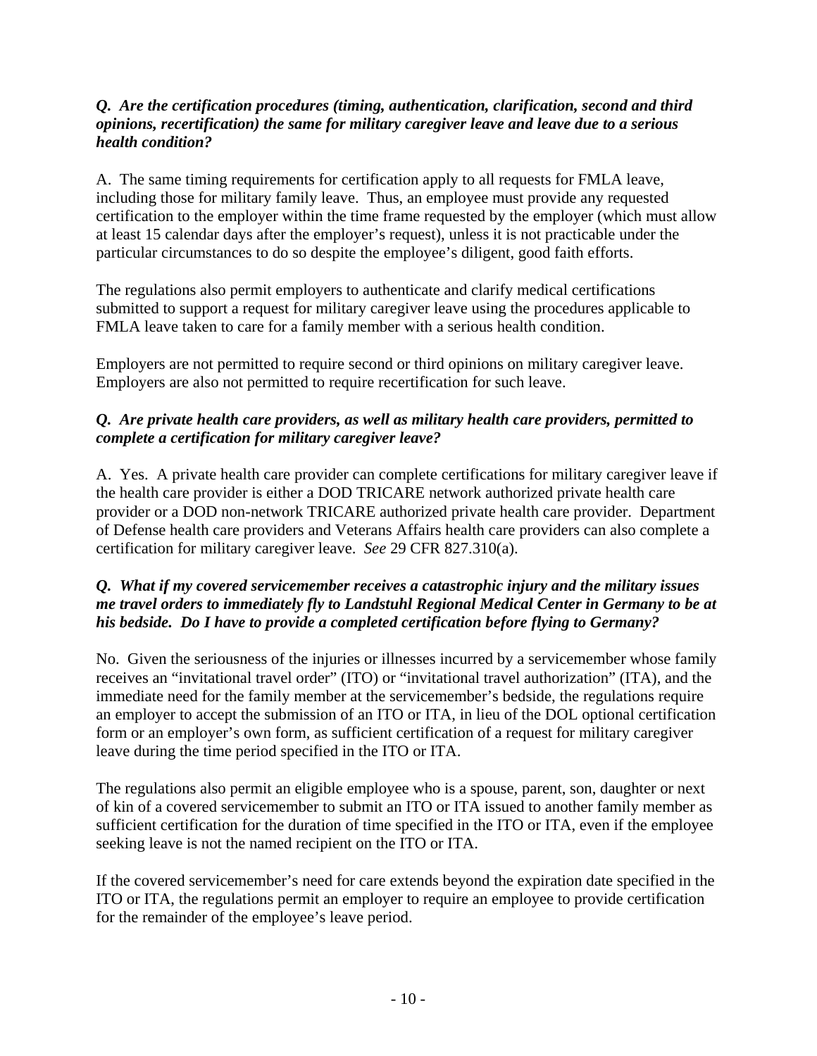***Q. Are the certification procedures (timing, authentication, clarification, second and third opinions, recertification) the same for military caregiver leave and leave due to a serious health condition?***

A. The same timing requirements for certification apply to all requests for FMLA leave, including those for military family leave. Thus, an employee must provide any requested certification to the employer within the time frame requested by the employer (which must allow at least 15 calendar days after the employer's request), unless it is not practicable under the particular circumstances to do so despite the employee's diligent, good faith efforts.

The regulations also permit employers to authenticate and clarify medical certifications submitted to support a request for military caregiver leave using the procedures applicable to FMLA leave taken to care for a family member with a serious health condition.

Employers are not permitted to require second or third opinions on military caregiver leave. Employers are also not permitted to require recertification for such leave.

***Q. Are private health care providers, as well as military health care providers, permitted to complete a certification for military caregiver leave?***

A. Yes. A private health care provider can complete certifications for military caregiver leave if the health care provider is either a DOD TRICARE network authorized private health care provider or a DOD non-network TRICARE authorized private health care provider. Department of Defense health care providers and Veterans Affairs health care providers can also complete a certification for military caregiver leave. *See* 29 CFR 827.310(a).

***Q. What if my covered servicemember receives a catastrophic injury and the military issues me travel orders to immediately fly to Landstuhl Regional Medical Center in Germany to be at his bedside. Do I have to provide a completed certification before flying to Germany?***

No. Given the seriousness of the injuries or illnesses incurred by a servicemember whose family receives an "invitational travel order" (ITO) or "invitational travel authorization" (ITA), and the immediate need for the family member at the servicemember's bedside, the regulations require an employer to accept the submission of an ITO or ITA, in lieu of the DOL optional certification form or an employer's own form, as sufficient certification of a request for military caregiver leave during the time period specified in the ITO or ITA.

The regulations also permit an eligible employee who is a spouse, parent, son, daughter or next of kin of a covered servicemember to submit an ITO or ITA issued to another family member as sufficient certification for the duration of time specified in the ITO or ITA, even if the employee seeking leave is not the named recipient on the ITO or ITA.

If the covered servicemember's need for care extends beyond the expiration date specified in the ITO or ITA, the regulations permit an employer to require an employee to provide certification for the remainder of the employee's leave period.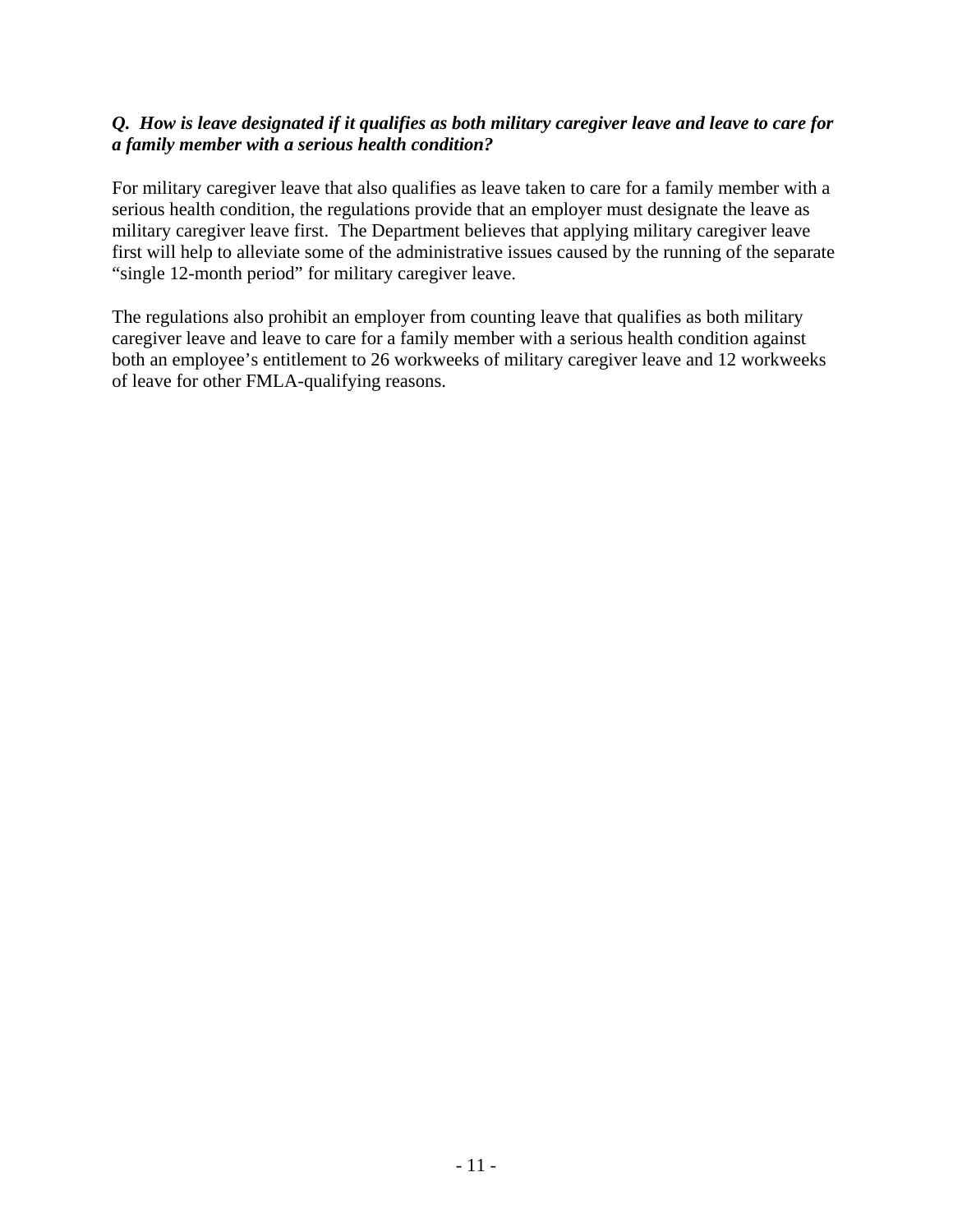***Q. How is leave designated if it qualifies as both military caregiver leave and leave to care for a family member with a serious health condition?***

For military caregiver leave that also qualifies as leave taken to care for a family member with a serious health condition, the regulations provide that an employer must designate the leave as military caregiver leave first. The Department believes that applying military caregiver leave first will help to alleviate some of the administrative issues caused by the running of the separate "single 12-month period" for military caregiver leave.

The regulations also prohibit an employer from counting leave that qualifies as both military caregiver leave and leave to care for a family member with a serious health condition against both an employee's entitlement to 26 workweeks of military caregiver leave and 12 workweeks of leave for other FMLA-qualifying reasons.